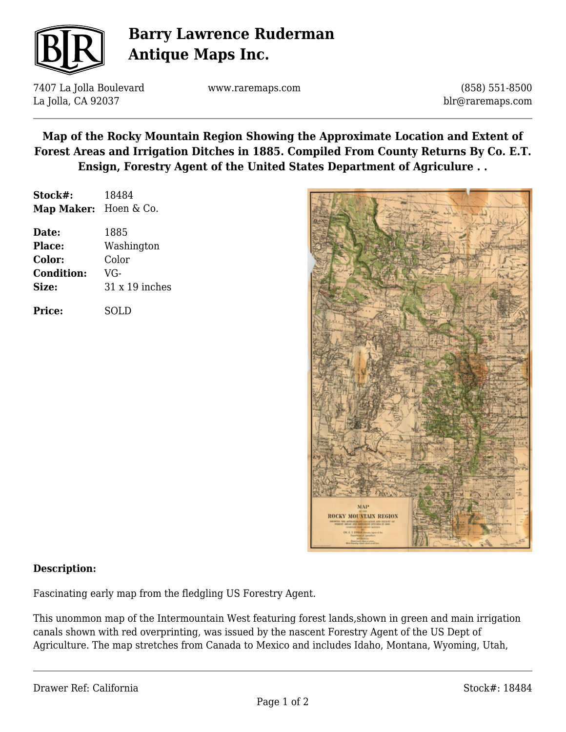# Barry Lawrence Ruderman Antique Maps Inc.

7407 La Jolla Boulevard
La Jolla, CA 92037

www.raremaps.com

(858) 551-8500
blr@raremaps.com

## Map of the Rocky Mountain Region Showing the Approximate Location and Extent of Forest Areas and Irrigation Ditches in 1885. Compiled From County Returns By Co. E.T. Ensign, Forestry Agent of the United States Department of Agriculure . .

**Stock#:** 18484
**Map Maker:** Hoen & Co.

**Date:** 1885
**Place:** Washington
**Color:** Color
**Condition:** VG-
**Size:** 31 x 19 inches

**Price:** SOLD

### Description:

Fascinating early map from the fledgling US Forestry Agent.

This unommon map of the Intermountain West featuring forest lands,shown in green and main irrigation canals shown with red overprinting, was issued by the nascent Forestry Agent of the US Dept of Agriculture. The map stretches from Canada to Mexico and includes Idaho, Montana, Wyoming, Utah,

Drawer Ref: California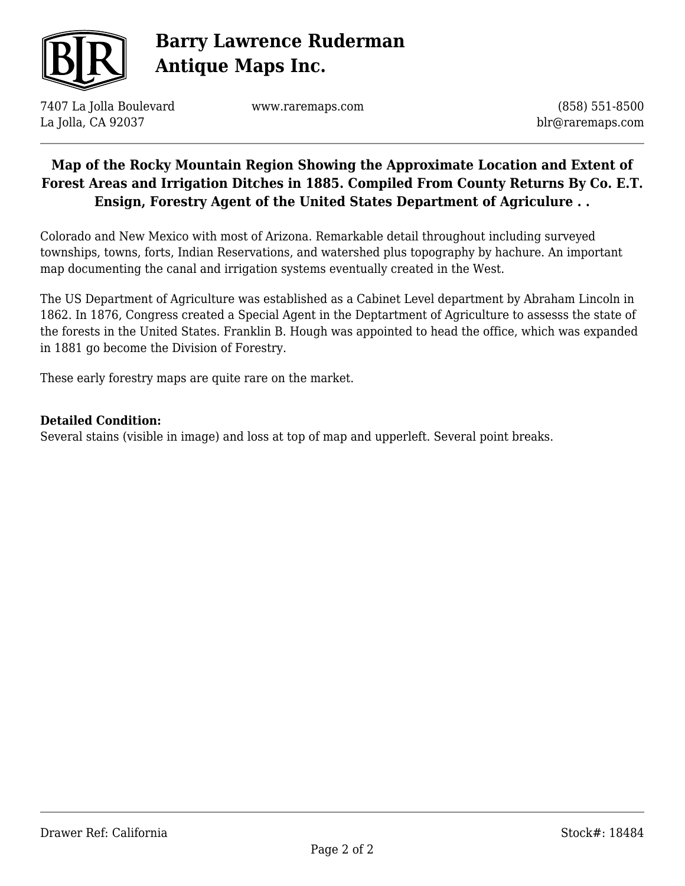**Map of the Rocky Mountain Region Showing the Approximate Location and Extent of Forest Areas and Irrigation Ditches in 1885. Compiled From County Returns By Co. E.T. Ensign, Forestry Agent of the United States Department of Agriculture . .**

Colorado and New Mexico with most of Arizona. Remarkable detail throughout including surveyed townships, towns, forts, Indian Reservations, and watershed plus topography by hachure. An important map documenting the canal and irrigation systems eventually created in the West.

The US Department of Agriculture was established as a Cabinet Level department by Abraham Lincoln in 1862. In 1876, Congress created a Special Agent in the Deptartment of Agriculture to assesss the state of the forests in the United States. Franklin B. Hough was appointed to head the office, which was expanded in 1881 go become the Division of Forestry.

These early forestry maps are quite rare on the market.

**Detailed Condition:**
Several stains (visible in image) and loss at top of map and upperleft. Several point breaks.

Drawer Ref: California

Stock#: 18484